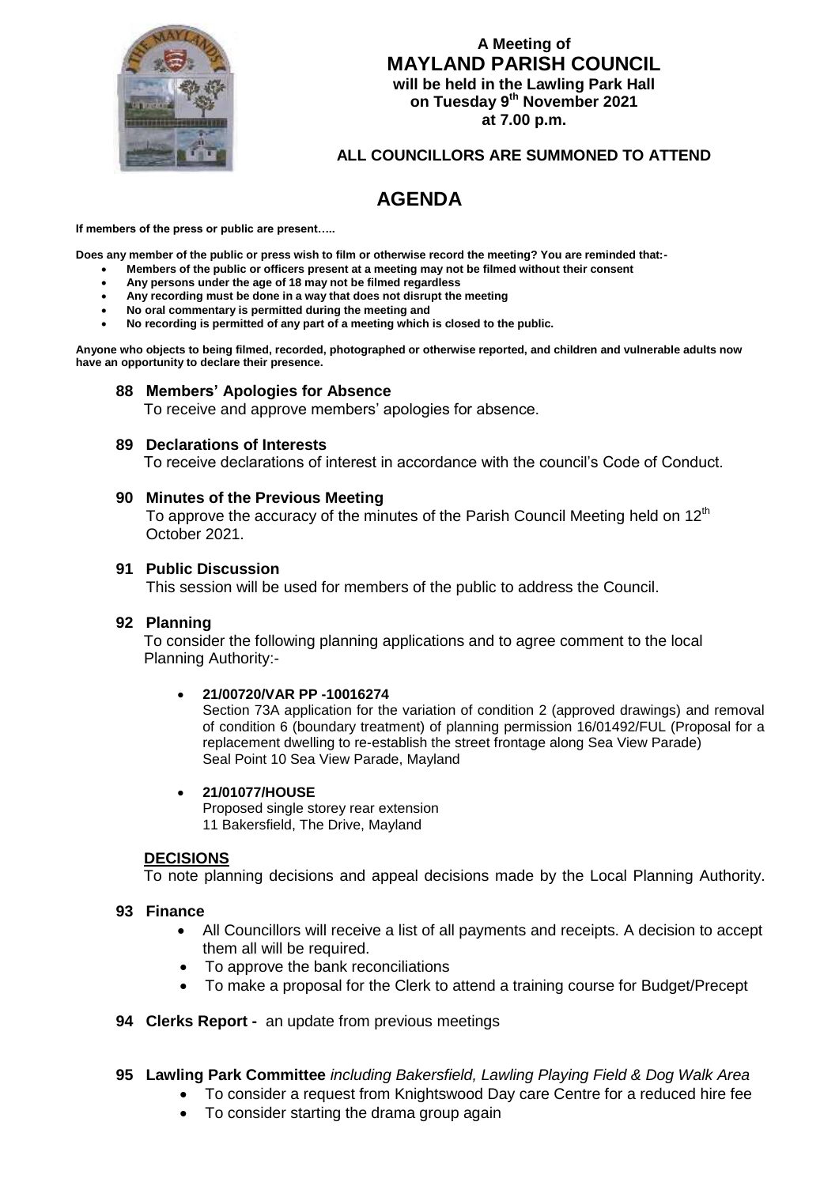**A Meeting of**
# MAYLAND PARISH COUNCIL
**will be held in the Lawling Park Hall**
**on Tuesday 9th November 2021**
**at 7.00 p.m.**

**ALL COUNCILLORS ARE SUMMONED TO ATTEND**

# AGENDA

**If members of the press or public are present…..**

**Does any member of the public or press wish to film or otherwise record the meeting? You are reminded that:-**

- **Members of the public or officers present at a meeting may not be filmed without their consent**
- **Any persons under the age of 18 may not be filmed regardless**
- **Any recording must be done in a way that does not disrupt the meeting**
- **No oral commentary is permitted during the meeting and**
- **No recording is permitted of any part of a meeting which is closed to the public.**

**Anyone who objects to being filmed, recorded, photographed or otherwise reported, and children and vulnerable adults now have an opportunity to declare their presence.**

### 88 Members' Apologies for Absence
To receive and approve members' apologies for absence.

### 89 Declarations of Interests
To receive declarations of interest in accordance with the council's Code of Conduct.

### 90 Minutes of the Previous Meeting
To approve the accuracy of the minutes of the Parish Council Meeting held on 12th October 2021.

### 91 Public Discussion
This session will be used for members of the public to address the Council.

### 92 Planning
To consider the following planning applications and to agree comment to the local Planning Authority:-

- **21/00720/VAR PP -10016274**
  Section 73A application for the variation of condition 2 (approved drawings) and removal of condition 6 (boundary treatment) of planning permission 16/01492/FUL (Proposal for a replacement dwelling to re-establish the street frontage along Sea View Parade)
  Seal Point 10 Sea View Parade, Mayland

- **21/01077/HOUSE**
  Proposed single storey rear extension
  11 Bakersfield, The Drive, Mayland

**DECISIONS**

To note planning decisions and appeal decisions made by the Local Planning Authority.

### 93 Finance
- All Councillors will receive a list of all payments and receipts. A decision to accept them all will be required.
- To approve the bank reconciliations
- To make a proposal for the Clerk to attend a training course for Budget/Precept

### 94 Clerks Report - an update from previous meetings

### 95 Lawling Park Committee *including Bakersfield, Lawling Playing Field & Dog Walk Area*
- To consider a request from Knightswood Day care Centre for a reduced hire fee
- To consider starting the drama group again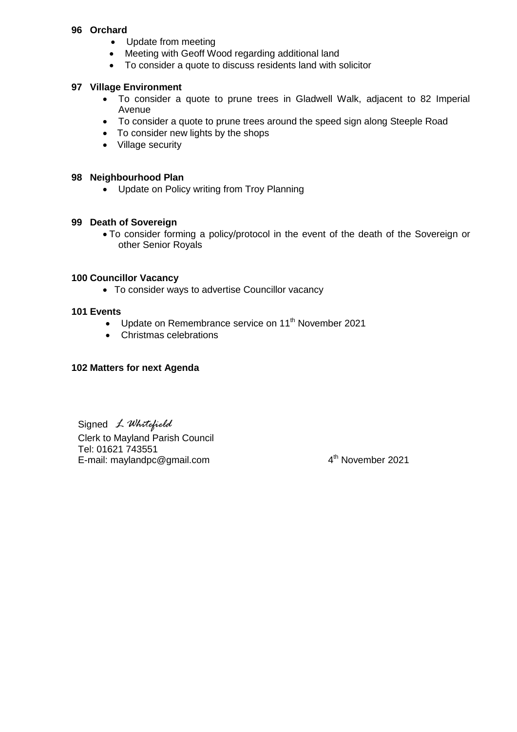**96 Orchard**

- Update from meeting
- Meeting with Geoff Wood regarding additional land
- To consider a quote to discuss residents land with solicitor

**97 Village Environment**

- To consider a quote to prune trees in Gladwell Walk, adjacent to 82 Imperial Avenue
- To consider a quote to prune trees around the speed sign along Steeple Road
- To consider new lights by the shops
- Village security

**98 Neighbourhood Plan**

- Update on Policy writing from Troy Planning

**99 Death of Sovereign**

- To consider forming a policy/protocol in the event of the death of the Sovereign or other Senior Royals

**100 Councillor Vacancy**

- To consider ways to advertise Councillor vacancy

**101 Events**

- Update on Remembrance service on 11th November 2021
- Christmas celebrations

**102 Matters for next Agenda**

Signed *L Whitefield*
Clerk to Mayland Parish Council
Tel: 01621 743551
E-mail: maylandpc@gmail.com

4th November 2021